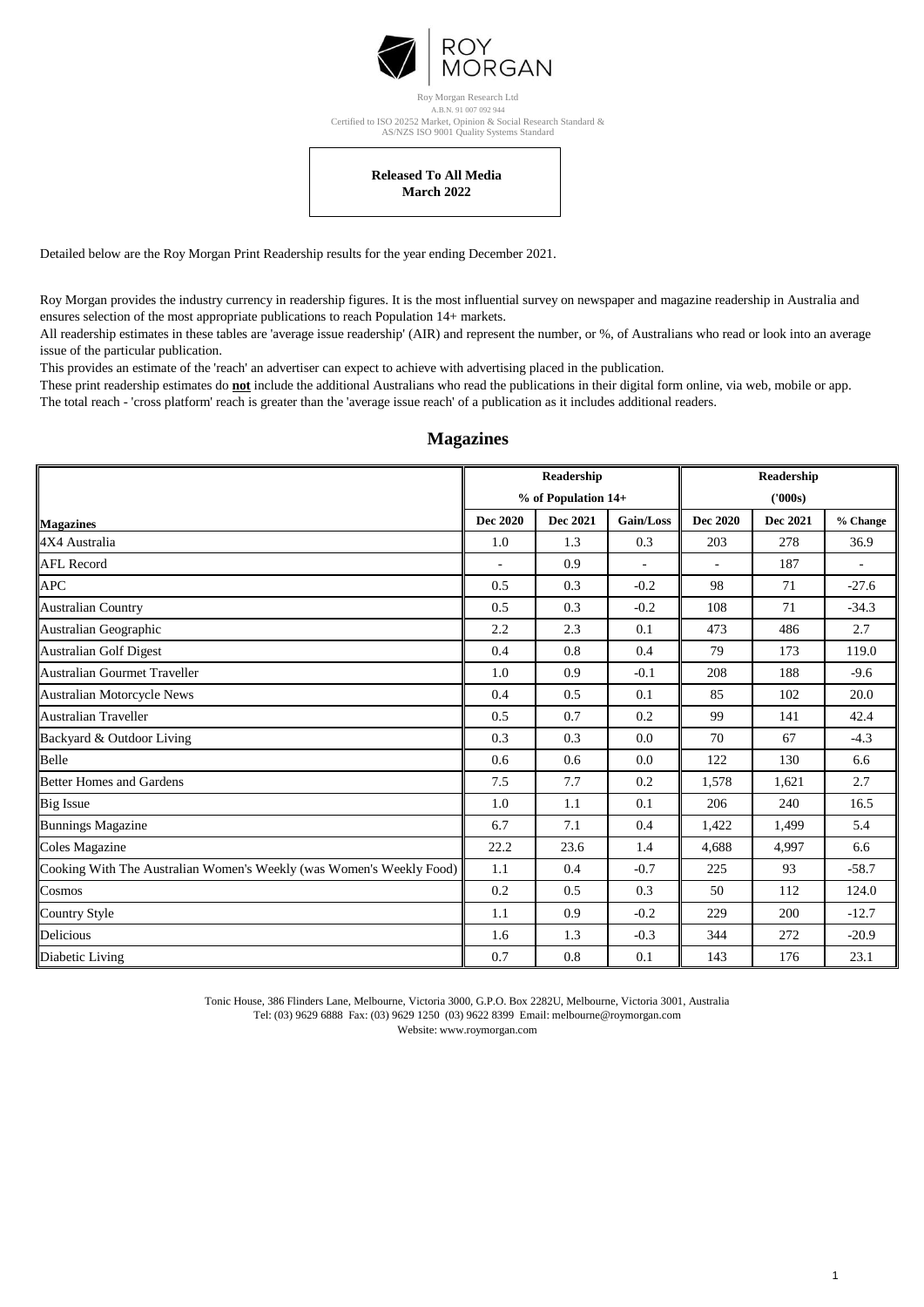ROY MORGAN

Roy Morgan Research Ltd
A.B.N. 91 007 092 944
Certified to ISO 20252 Market, Opinion & Social Research Standard &
AS/NZS ISO 9001 Quality Systems Standard

**Released To All Media**
**March 2022**

Detailed below are the Roy Morgan Print Readership results for the year ending December 2021.

Roy Morgan provides the industry currency in readership figures. It is the most influential survey on newspaper and magazine readership in Australia and ensures selection of the most appropriate publications to reach Population 14+ markets.
All readership estimates in these tables are 'average issue readership' (AIR) and represent the number, or %, of Australians who read or look into an average issue of the particular publication.
This provides an estimate of the 'reach' an advertiser can expect to achieve with advertising placed in the publication.
These print readership estimates do **not** include the additional Australians who read the publications in their digital form online, via web, mobile or app.
The total reach - 'cross platform' reach is greater than the 'average issue reach' of a publication as it includes additional readers.

## Magazines

| | Readership % of Population 14+ | | | Readership ('000s) | | |
|---|---|---|---|---|---|---|
| **Magazines** | **Dec 2020** | **Dec 2021** | **Gain/Loss** | **Dec 2020** | **Dec 2021** | **% Change** |
| 4X4 Australia | 1.0 | 1.3 | 0.3 | 203 | 278 | 36.9 |
| AFL Record | - | 0.9 | - | - | 187 | - |
| APC | 0.5 | 0.3 | -0.2 | 98 | 71 | -27.6 |
| Australian Country | 0.5 | 0.3 | -0.2 | 108 | 71 | -34.3 |
| Australian Geographic | 2.2 | 2.3 | 0.1 | 473 | 486 | 2.7 |
| Australian Golf Digest | 0.4 | 0.8 | 0.4 | 79 | 173 | 119.0 |
| Australian Gourmet Traveller | 1.0 | 0.9 | -0.1 | 208 | 188 | -9.6 |
| Australian Motorcycle News | 0.4 | 0.5 | 0.1 | 85 | 102 | 20.0 |
| Australian Traveller | 0.5 | 0.7 | 0.2 | 99 | 141 | 42.4 |
| Backyard & Outdoor Living | 0.3 | 0.3 | 0.0 | 70 | 67 | -4.3 |
| Belle | 0.6 | 0.6 | 0.0 | 122 | 130 | 6.6 |
| Better Homes and Gardens | 7.5 | 7.7 | 0.2 | 1,578 | 1,621 | 2.7 |
| Big Issue | 1.0 | 1.1 | 0.1 | 206 | 240 | 16.5 |
| Bunnings Magazine | 6.7 | 7.1 | 0.4 | 1,422 | 1,499 | 5.4 |
| Coles Magazine | 22.2 | 23.6 | 1.4 | 4,688 | 4,997 | 6.6 |
| Cooking With The Australian Women's Weekly (was Women's Weekly Food) | 1.1 | 0.4 | -0.7 | 225 | 93 | -58.7 |
| Cosmos | 0.2 | 0.5 | 0.3 | 50 | 112 | 124.0 |
| Country Style | 1.1 | 0.9 | -0.2 | 229 | 200 | -12.7 |
| Delicious | 1.6 | 1.3 | -0.3 | 344 | 272 | -20.9 |
| Diabetic Living | 0.7 | 0.8 | 0.1 | 143 | 176 | 23.1 |

Tonic House, 386 Flinders Lane, Melbourne, Victoria 3000, G.P.O. Box 2282U, Melbourne, Victoria 3001, Australia
Tel: (03) 9629 6888 Fax: (03) 9629 1250 (03) 9622 8399 Email: melbourne@roymorgan.com
Website: www.roymorgan.com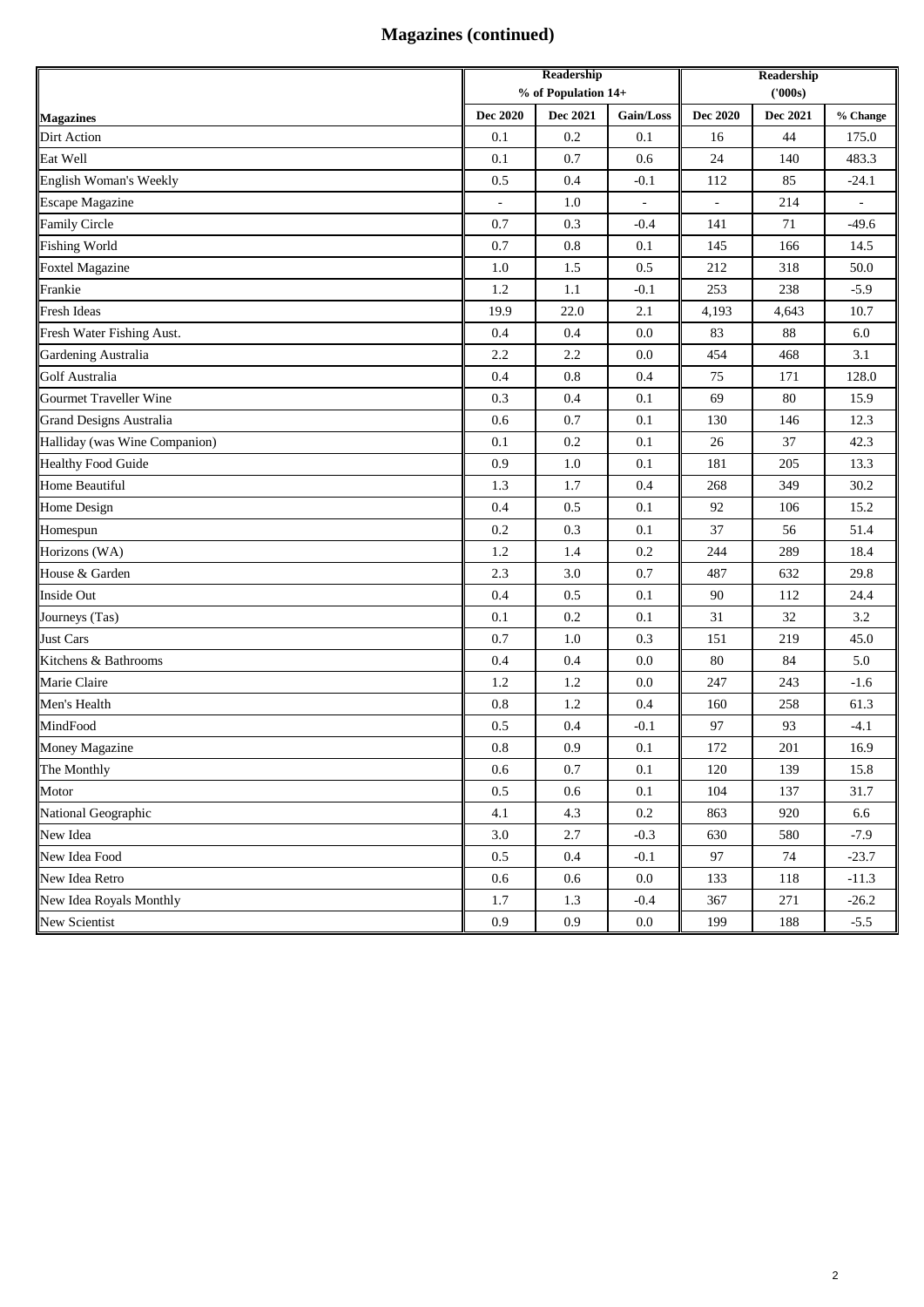# Magazines (continued)

| Magazines | Readership % of Population 14+ | | | Readership ('000s) | | |
|---|---|---|---|---|---|---|
| | Dec 2020 | Dec 2021 | Gain/Loss | Dec 2020 | Dec 2021 | % Change |
| Dirt Action | 0.1 | 0.2 | 0.1 | 16 | 44 | 175.0 |
| Eat Well | 0.1 | 0.7 | 0.6 | 24 | 140 | 483.3 |
| English Woman's Weekly | 0.5 | 0.4 | -0.1 | 112 | 85 | -24.1 |
| Escape Magazine | - | 1.0 | - | - | 214 | - |
| Family Circle | 0.7 | 0.3 | -0.4 | 141 | 71 | -49.6 |
| Fishing World | 0.7 | 0.8 | 0.1 | 145 | 166 | 14.5 |
| Foxtel Magazine | 1.0 | 1.5 | 0.5 | 212 | 318 | 50.0 |
| Frankie | 1.2 | 1.1 | -0.1 | 253 | 238 | -5.9 |
| Fresh Ideas | 19.9 | 22.0 | 2.1 | 4,193 | 4,643 | 10.7 |
| Fresh Water Fishing Aust. | 0.4 | 0.4 | 0.0 | 83 | 88 | 6.0 |
| Gardening Australia | 2.2 | 2.2 | 0.0 | 454 | 468 | 3.1 |
| Golf Australia | 0.4 | 0.8 | 0.4 | 75 | 171 | 128.0 |
| Gourmet Traveller Wine | 0.3 | 0.4 | 0.1 | 69 | 80 | 15.9 |
| Grand Designs Australia | 0.6 | 0.7 | 0.1 | 130 | 146 | 12.3 |
| Halliday (was Wine Companion) | 0.1 | 0.2 | 0.1 | 26 | 37 | 42.3 |
| Healthy Food Guide | 0.9 | 1.0 | 0.1 | 181 | 205 | 13.3 |
| Home Beautiful | 1.3 | 1.7 | 0.4 | 268 | 349 | 30.2 |
| Home Design | 0.4 | 0.5 | 0.1 | 92 | 106 | 15.2 |
| Homespun | 0.2 | 0.3 | 0.1 | 37 | 56 | 51.4 |
| Horizons (WA) | 1.2 | 1.4 | 0.2 | 244 | 289 | 18.4 |
| House & Garden | 2.3 | 3.0 | 0.7 | 487 | 632 | 29.8 |
| Inside Out | 0.4 | 0.5 | 0.1 | 90 | 112 | 24.4 |
| Journeys (Tas) | 0.1 | 0.2 | 0.1 | 31 | 32 | 3.2 |
| Just Cars | 0.7 | 1.0 | 0.3 | 151 | 219 | 45.0 |
| Kitchens & Bathrooms | 0.4 | 0.4 | 0.0 | 80 | 84 | 5.0 |
| Marie Claire | 1.2 | 1.2 | 0.0 | 247 | 243 | -1.6 |
| Men's Health | 0.8 | 1.2 | 0.4 | 160 | 258 | 61.3 |
| MindFood | 0.5 | 0.4 | -0.1 | 97 | 93 | -4.1 |
| Money Magazine | 0.8 | 0.9 | 0.1 | 172 | 201 | 16.9 |
| The Monthly | 0.6 | 0.7 | 0.1 | 120 | 139 | 15.8 |
| Motor | 0.5 | 0.6 | 0.1 | 104 | 137 | 31.7 |
| National Geographic | 4.1 | 4.3 | 0.2 | 863 | 920 | 6.6 |
| New Idea | 3.0 | 2.7 | -0.3 | 630 | 580 | -7.9 |
| New Idea Food | 0.5 | 0.4 | -0.1 | 97 | 74 | -23.7 |
| New Idea Retro | 0.6 | 0.6 | 0.0 | 133 | 118 | -11.3 |
| New Idea Royals Monthly | 1.7 | 1.3 | -0.4 | 367 | 271 | -26.2 |
| New Scientist | 0.9 | 0.9 | 0.0 | 199 | 188 | -5.5 |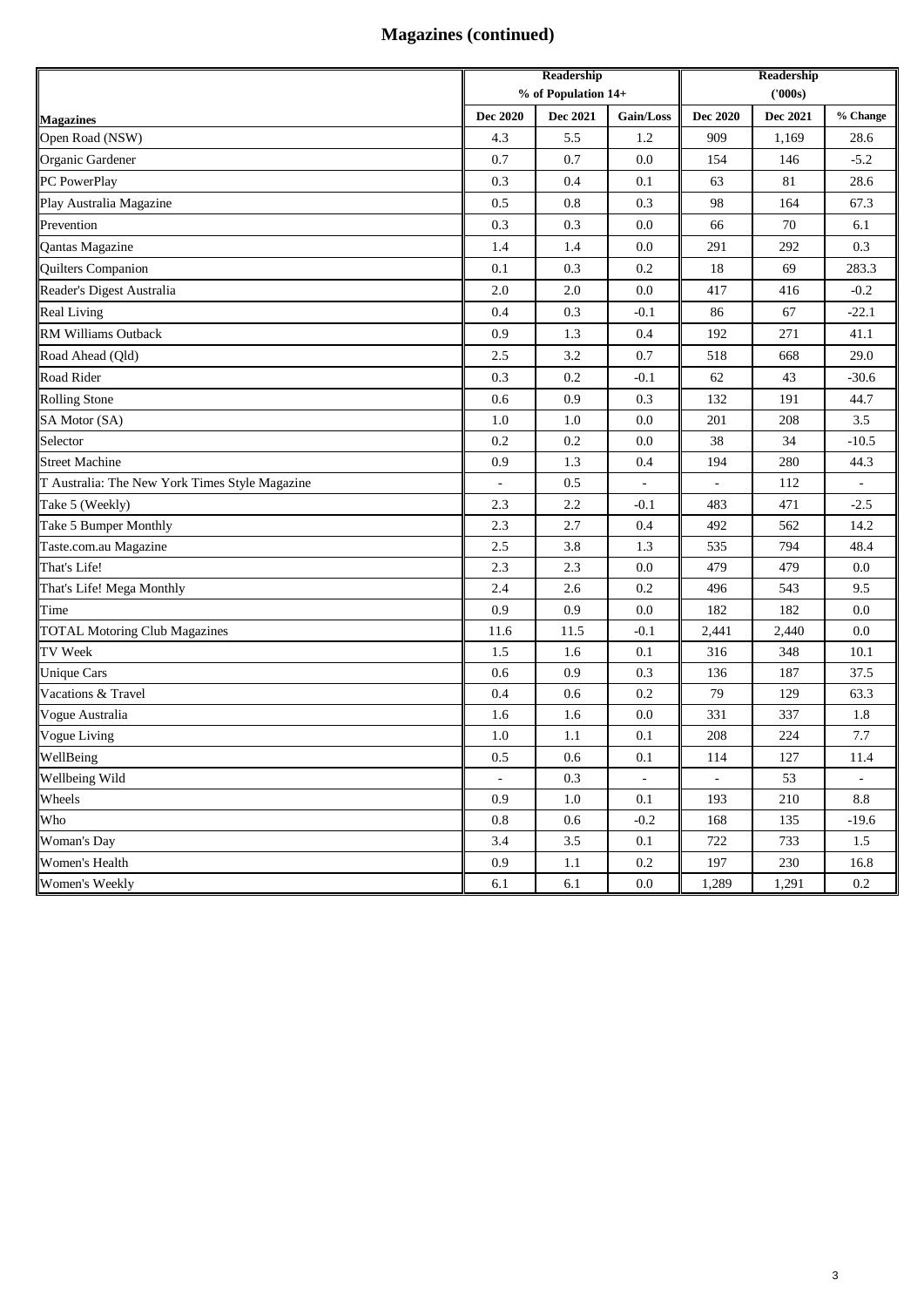# Magazines (continued)

| | Readership % of Population 14+ | | | Readership ('000s) | | |
|---|---|---|---|---|---|---|
| **Magazines** | **Dec 2020** | **Dec 2021** | **Gain/Loss** | **Dec 2020** | **Dec 2021** | **% Change** |
| Open Road (NSW) | 4.3 | 5.5 | 1.2 | 909 | 1,169 | 28.6 |
| Organic Gardener | 0.7 | 0.7 | 0.0 | 154 | 146 | -5.2 |
| PC PowerPlay | 0.3 | 0.4 | 0.1 | 63 | 81 | 28.6 |
| Play Australia Magazine | 0.5 | 0.8 | 0.3 | 98 | 164 | 67.3 |
| Prevention | 0.3 | 0.3 | 0.0 | 66 | 70 | 6.1 |
| Qantas Magazine | 1.4 | 1.4 | 0.0 | 291 | 292 | 0.3 |
| Quilters Companion | 0.1 | 0.3 | 0.2 | 18 | 69 | 283.3 |
| Reader's Digest Australia | 2.0 | 2.0 | 0.0 | 417 | 416 | -0.2 |
| Real Living | 0.4 | 0.3 | -0.1 | 86 | 67 | -22.1 |
| RM Williams Outback | 0.9 | 1.3 | 0.4 | 192 | 271 | 41.1 |
| Road Ahead (Qld) | 2.5 | 3.2 | 0.7 | 518 | 668 | 29.0 |
| Road Rider | 0.3 | 0.2 | -0.1 | 62 | 43 | -30.6 |
| Rolling Stone | 0.6 | 0.9 | 0.3 | 132 | 191 | 44.7 |
| SA Motor (SA) | 1.0 | 1.0 | 0.0 | 201 | 208 | 3.5 |
| Selector | 0.2 | 0.2 | 0.0 | 38 | 34 | -10.5 |
| Street Machine | 0.9 | 1.3 | 0.4 | 194 | 280 | 44.3 |
| T Australia: The New York Times Style Magazine | - | 0.5 | - | - | 112 | - |
| Take 5 (Weekly) | 2.3 | 2.2 | -0.1 | 483 | 471 | -2.5 |
| Take 5 Bumper Monthly | 2.3 | 2.7 | 0.4 | 492 | 562 | 14.2 |
| Taste.com.au Magazine | 2.5 | 3.8 | 1.3 | 535 | 794 | 48.4 |
| That's Life! | 2.3 | 2.3 | 0.0 | 479 | 479 | 0.0 |
| That's Life! Mega Monthly | 2.4 | 2.6 | 0.2 | 496 | 543 | 9.5 |
| Time | 0.9 | 0.9 | 0.0 | 182 | 182 | 0.0 |
| TOTAL Motoring Club Magazines | 11.6 | 11.5 | -0.1 | 2,441 | 2,440 | 0.0 |
| TV Week | 1.5 | 1.6 | 0.1 | 316 | 348 | 10.1 |
| Unique Cars | 0.6 | 0.9 | 0.3 | 136 | 187 | 37.5 |
| Vacations & Travel | 0.4 | 0.6 | 0.2 | 79 | 129 | 63.3 |
| Vogue Australia | 1.6 | 1.6 | 0.0 | 331 | 337 | 1.8 |
| Vogue Living | 1.0 | 1.1 | 0.1 | 208 | 224 | 7.7 |
| WellBeing | 0.5 | 0.6 | 0.1 | 114 | 127 | 11.4 |
| Wellbeing Wild | - | 0.3 | - | - | 53 | - |
| Wheels | 0.9 | 1.0 | 0.1 | 193 | 210 | 8.8 |
| Who | 0.8 | 0.6 | -0.2 | 168 | 135 | -19.6 |
| Woman's Day | 3.4 | 3.5 | 0.1 | 722 | 733 | 1.5 |
| Women's Health | 0.9 | 1.1 | 0.2 | 197 | 230 | 16.8 |
| Women's Weekly | 6.1 | 6.1 | 0.0 | 1,289 | 1,291 | 0.2 |